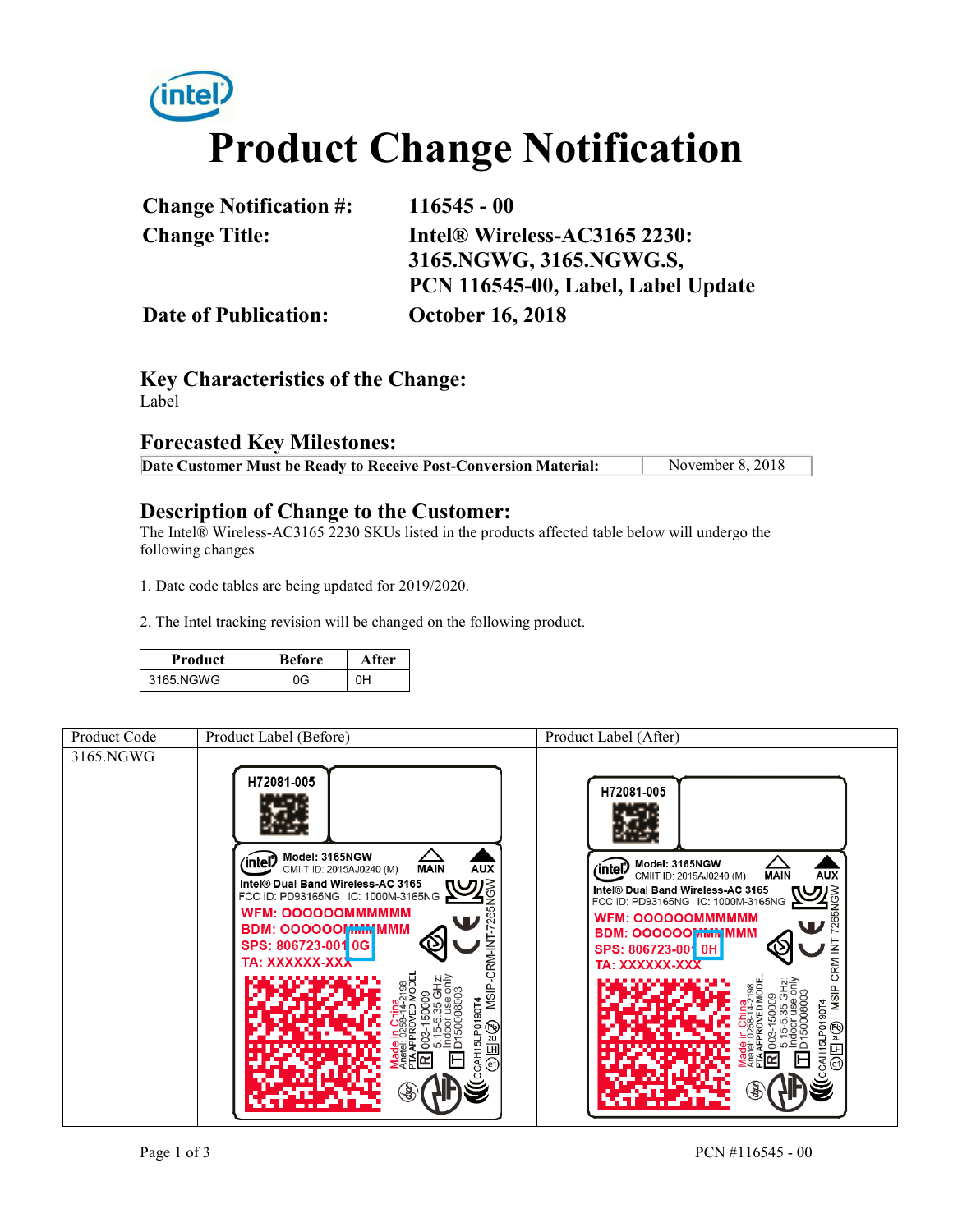# Product Change Notification

| | |
|---|---|
| **Change Notification #:** | **116545 - 00** |
| **Change Title:** | **Intel® Wireless-AC3165 2230: 3165.NGWG, 3165.NGWG.S, PCN 116545-00, Label, Label Update** |
| **Date of Publication:** | **October 16, 2018** |

## Key Characteristics of the Change:

Label

## Forecasted Key Milestones:

| **Date Customer Must be Ready to Receive Post-Conversion Material:** | November 8, 2018 |
|---|---|

## Description of Change to the Customer:

The Intel® Wireless-AC3165 2230 SKUs listed in the products affected table below will undergo the following changes

1. Date code tables are being updated for 2019/2020.

2. The Intel tracking revision will be changed on the following product.

| Product | Before | After |
|---|---|---|
| 3165.NGWG | 0G | 0H |

| Product Code | Product Label (Before) | Product Label (After) |
|---|---|---|
| 3165.NGWG | H72081-005<br>Model: 3165NGW<br>CMIIT ID: 2015AJ0240 (M) MAIN AUX<br>Intel® Dual Band Wireless-AC 3165<br>FCC ID: PD93165NG IC: 1000M-3165NG<br>WFM: OOOOOOMMMMMM<br>BDM: OOOOOOMMMMMM<br>SPS: 806723-001 0G<br>TA: XXXXXX-XXX<br>MSIP-CRM-INT-7265NGW | H72081-005<br>Model: 3165NGW<br>CMIIT ID: 2015AJ0240 (M) MAIN AUX<br>Intel® Dual Band Wireless-AC 3165<br>FCC ID: PD93165NG IC: 1000M-3165NG<br>WFM: OOOOOOMMMMMM<br>BDM: OOOOOOMMMMMM<br>SPS: 806723-001 0H<br>TA: XXXXXX-XXX<br>MSIP-CRM-INT-7265NGW |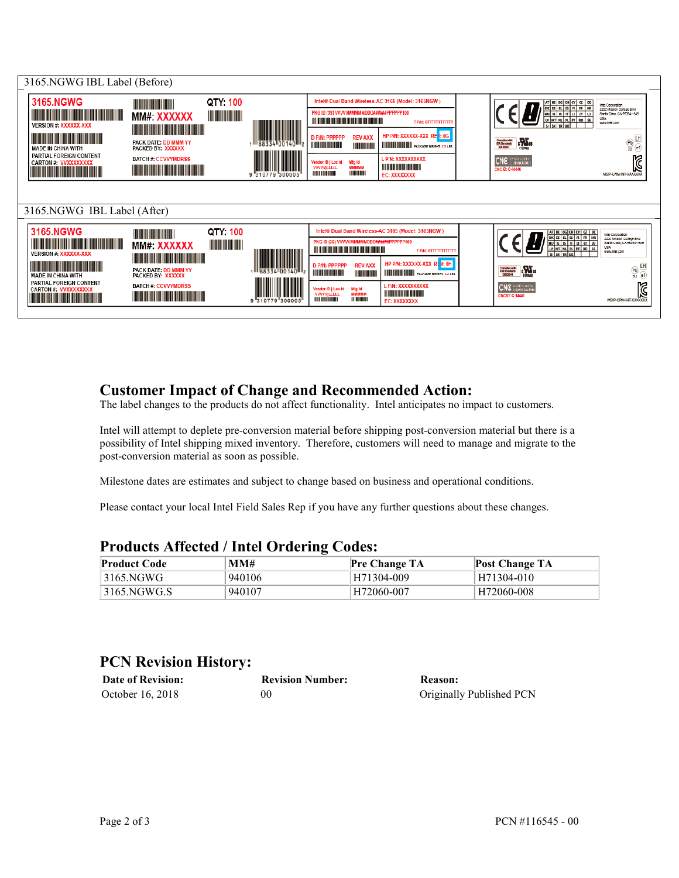3165.NGWG IBL Label (Before)

3165.NGWG IBL Label (After)

## Customer Impact of Change and Recommended Action:

The label changes to the products do not affect functionality. Intel anticipates no impact to customers.

Intel will attempt to deplete pre-conversion material before shipping post-conversion material but there is a possibility of Intel shipping mixed inventory. Therefore, customers will need to manage and migrate to the post-conversion material as soon as possible.

Milestone dates are estimates and subject to change based on business and operational conditions.

Please contact your local Intel Field Sales Rep if you have any further questions about these changes.

## Products Affected / Intel Ordering Codes:

| Product Code | MM# | Pre Change TA | Post Change TA |
|---|---|---|---|
| 3165.NGWG | 940106 | H71304-009 | H71304-010 |
| 3165.NGWG.S | 940107 | H72060-007 | H72060-008 |

## PCN Revision History:

| Date of Revision: | Revision Number: | Reason: |
|---|---|---|
| October 16, 2018 | 00 | Originally Published PCN |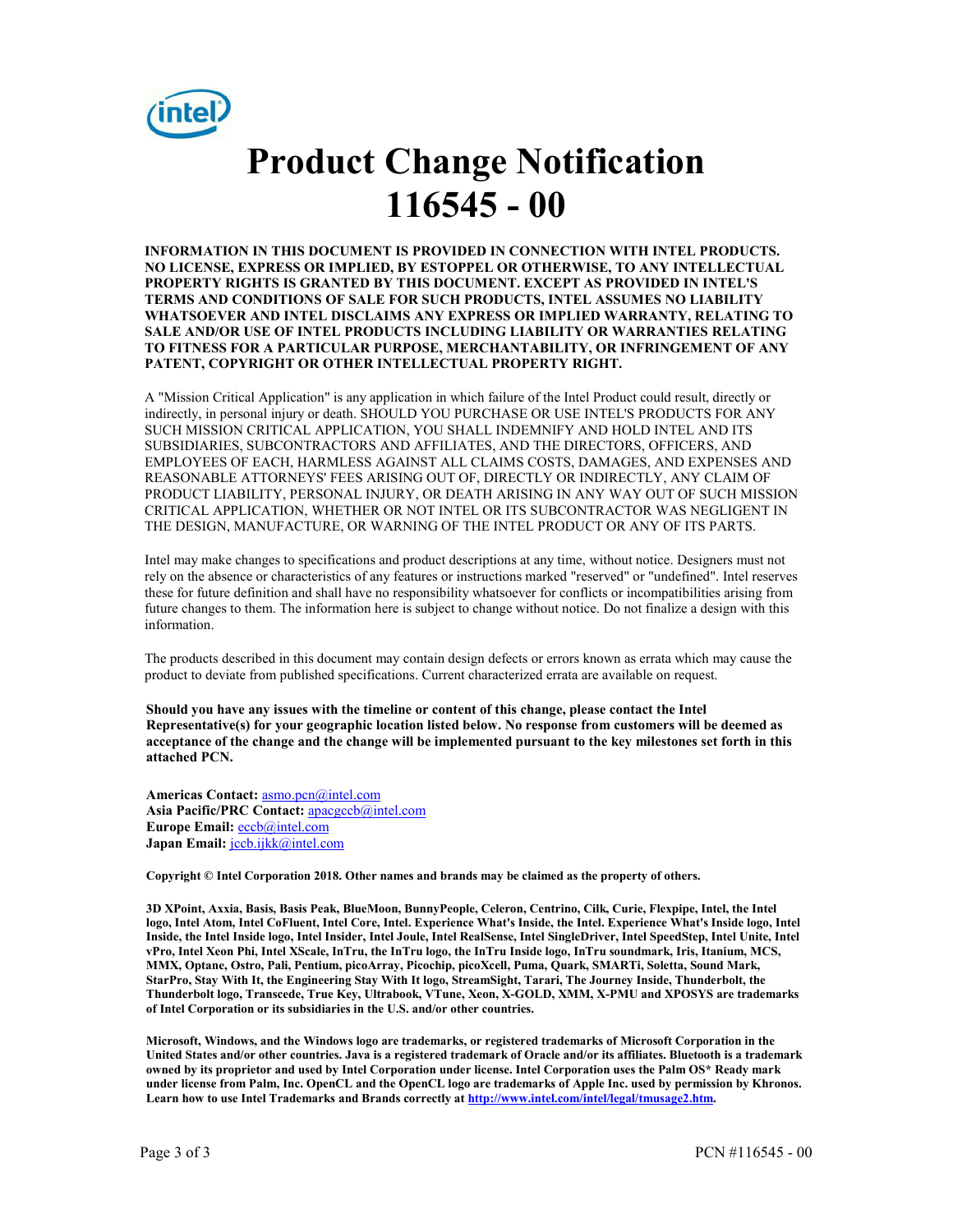# Product Change Notification 116545 - 00

**INFORMATION IN THIS DOCUMENT IS PROVIDED IN CONNECTION WITH INTEL PRODUCTS. NO LICENSE, EXPRESS OR IMPLIED, BY ESTOPPEL OR OTHERWISE, TO ANY INTELLECTUAL PROPERTY RIGHTS IS GRANTED BY THIS DOCUMENT. EXCEPT AS PROVIDED IN INTEL'S TERMS AND CONDITIONS OF SALE FOR SUCH PRODUCTS, INTEL ASSUMES NO LIABILITY WHATSOEVER AND INTEL DISCLAIMS ANY EXPRESS OR IMPLIED WARRANTY, RELATING TO SALE AND/OR USE OF INTEL PRODUCTS INCLUDING LIABILITY OR WARRANTIES RELATING TO FITNESS FOR A PARTICULAR PURPOSE, MERCHANTABILITY, OR INFRINGEMENT OF ANY PATENT, COPYRIGHT OR OTHER INTELLECTUAL PROPERTY RIGHT.**

A "Mission Critical Application" is any application in which failure of the Intel Product could result, directly or indirectly, in personal injury or death. SHOULD YOU PURCHASE OR USE INTEL'S PRODUCTS FOR ANY SUCH MISSION CRITICAL APPLICATION, YOU SHALL INDEMNIFY AND HOLD INTEL AND ITS SUBSIDIARIES, SUBCONTRACTORS AND AFFILIATES, AND THE DIRECTORS, OFFICERS, AND EMPLOYEES OF EACH, HARMLESS AGAINST ALL CLAIMS COSTS, DAMAGES, AND EXPENSES AND REASONABLE ATTORNEYS' FEES ARISING OUT OF, DIRECTLY OR INDIRECTLY, ANY CLAIM OF PRODUCT LIABILITY, PERSONAL INJURY, OR DEATH ARISING IN ANY WAY OUT OF SUCH MISSION CRITICAL APPLICATION, WHETHER OR NOT INTEL OR ITS SUBCONTRACTOR WAS NEGLIGENT IN THE DESIGN, MANUFACTURE, OR WARNING OF THE INTEL PRODUCT OR ANY OF ITS PARTS.

Intel may make changes to specifications and product descriptions at any time, without notice. Designers must not rely on the absence or characteristics of any features or instructions marked "reserved" or "undefined". Intel reserves these for future definition and shall have no responsibility whatsoever for conflicts or incompatibilities arising from future changes to them. The information here is subject to change without notice. Do not finalize a design with this information.

The products described in this document may contain design defects or errors known as errata which may cause the product to deviate from published specifications. Current characterized errata are available on request.

**Should you have any issues with the timeline or content of this change, please contact the Intel Representative(s) for your geographic location listed below. No response from customers will be deemed as acceptance of the change and the change will be implemented pursuant to the key milestones set forth in this attached PCN.**

**Americas Contact:** asmo.pcn@intel.com
**Asia Pacific/PRC Contact:** apacgccb@intel.com
**Europe Email:** eccb@intel.com
**Japan Email:** jccb.ijkk@intel.com

**Copyright © Intel Corporation 2018. Other names and brands may be claimed as the property of others.**

**3D XPoint, Axxia, Basis, Basis Peak, BlueMoon, BunnyPeople, Celeron, Centrino, Cilk, Curie, Flexpipe, Intel, the Intel logo, Intel Atom, Intel CoFluent, Intel Core, Intel. Experience What's Inside, the Intel. Experience What's Inside logo, Intel Inside, the Intel Inside logo, Intel Insider, Intel Joule, Intel RealSense, Intel SingleDriver, Intel SpeedStep, Intel Unite, Intel vPro, Intel Xeon Phi, Intel XScale, InTru, the InTru logo, the InTru Inside logo, InTru soundmark, Iris, Itanium, MCS, MMX, Optane, Ostro, Pali, Pentium, picoArray, Picochip, picoXcell, Puma, Quark, SMARTi, Soletta, Sound Mark, StarPro, Stay With It, the Engineering Stay With It logo, StreamSight, Tarari, The Journey Inside, Thunderbolt, the Thunderbolt logo, Transcede, True Key, Ultrabook, VTune, Xeon, X-GOLD, XMM, X-PMU and XPOSYS are trademarks of Intel Corporation or its subsidiaries in the U.S. and/or other countries.**

**Microsoft, Windows, and the Windows logo are trademarks, or registered trademarks of Microsoft Corporation in the United States and/or other countries. Java is a registered trademark of Oracle and/or its affiliates. Bluetooth is a trademark owned by its proprietor and used by Intel Corporation under license. Intel Corporation uses the Palm OS* Ready mark under license from Palm, Inc. OpenCL and the OpenCL logo are trademarks of Apple Inc. used by permission by Khronos. Learn how to use Intel Trademarks and Brands correctly at http://www.intel.com/intel/legal/tmusage2.htm.**